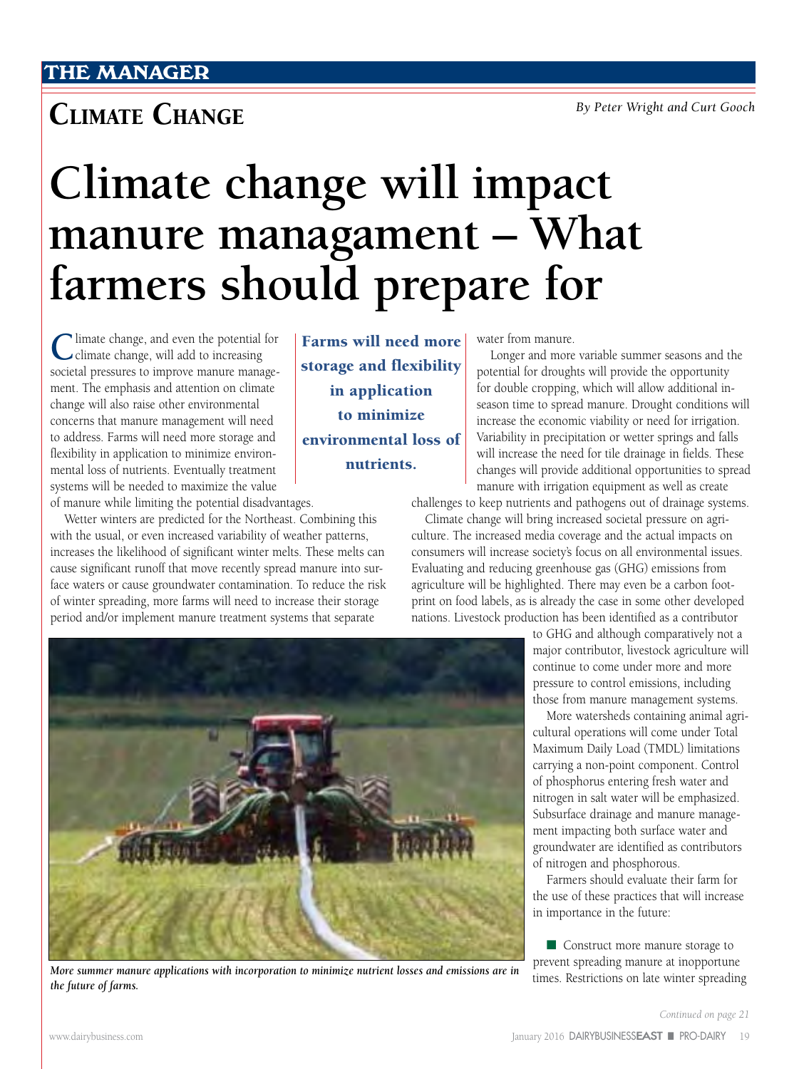THE MANAGER

## Climate Change

*By Peter Wright and Curt Gooch*

# Climate change will impact manure managament – What farmers should prepare for

Climate change, and even the potential for climate change, will add to increasing societal pressures to improve manure management. The emphasis and attention on climate change will also raise other environmental concerns that manure management will need to address. Farms will need more storage and flexibility in application to minimize environmental loss of nutrients. Eventually treatment systems will be needed to maximize the value of manure while limiting the potential disadvantages.

**Farms will need more storage and flexibility in application to minimize environmental loss of nutrients.**

Wetter winters are predicted for the Northeast. Combining this with the usual, or even increased variability of weather patterns, increases the likelihood of significant winter melts. These melts can cause significant runoff that move recently spread manure into surface waters or cause groundwater contamination. To reduce the risk of winter spreading, more farms will need to increase their storage period and/or implement manure treatment systems that separate water from manure.

Longer and more variable summer seasons and the potential for droughts will provide the opportunity for double cropping, which will allow additional in-season time to spread manure. Drought conditions will increase the economic viability or need for irrigation. Variability in precipitation or wetter springs and falls will increase the need for tile drainage in fields. These changes will provide additional opportunities to spread manure with irrigation equipment as well as create challenges to keep nutrients and pathogens out of drainage systems.

Climate change will bring increased societal pressure on agriculture. The increased media coverage and the actual impacts on consumers will increase society's focus on all environmental issues. Evaluating and reducing greenhouse gas (GHG) emissions from agriculture will be highlighted. There may even be a carbon footprint on food labels, as is already the case in some other developed nations. Livestock production has been identified as a contributor to GHG and although comparatively not a major contributor, livestock agriculture will continue to come under more and more pressure to control emissions, including those from manure management systems.

*More summer manure applications with incorporation to minimize nutrient losses and emissions are in the future of farms.*

More watersheds containing animal agricultural operations will come under Total Maximum Daily Load (TMDL) limitations carrying a non-point component. Control of phosphorus entering fresh water and nitrogen in salt water will be emphasized. Subsurface drainage and manure management impacting both surface water and groundwater are identified as contributors of nitrogen and phosphorous.

Farmers should evaluate their farm for the use of these practices that will increase in importance in the future:

- Construct more manure storage to prevent spreading manure at inopportune times. Restrictions on late winter spreading

*Continued on page 21*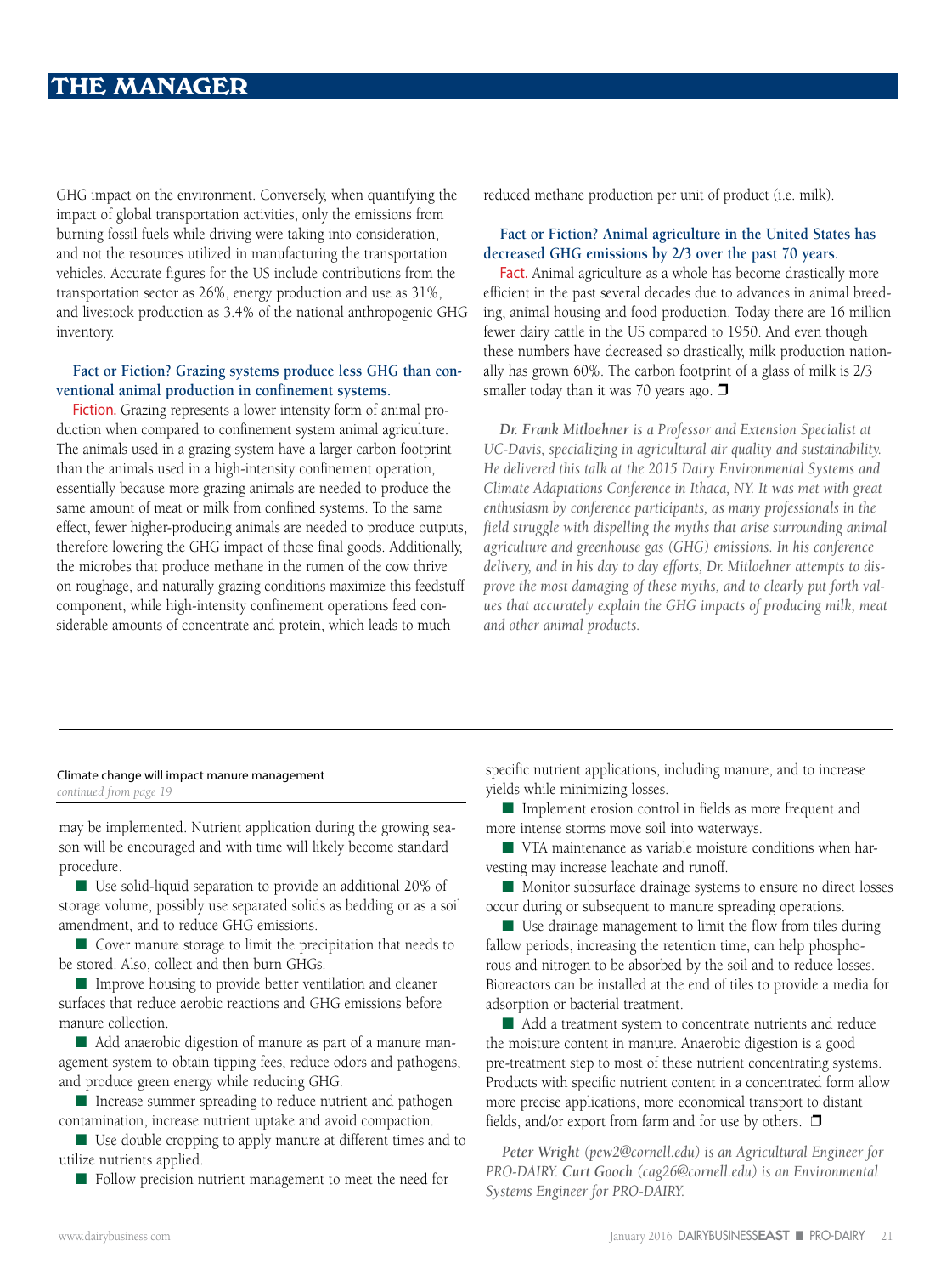GHG impact on the environment. Conversely, when quantifying the impact of global transportation activities, only the emissions from burning fossil fuels while driving were taking into consideration, and not the resources utilized in manufacturing the transportation vehicles. Accurate figures for the US include contributions from the transportation sector as 26%, energy production and use as 31%, and livestock production as 3.4% of the national anthropogenic GHG inventory.

**Fact or Fiction? Grazing systems produce less GHG than conventional animal production in confinement systems.**

Fiction. Grazing represents a lower intensity form of animal production when compared to confinement system animal agriculture. The animals used in a grazing system have a larger carbon footprint than the animals used in a high-intensity confinement operation, essentially because more grazing animals are needed to produce the same amount of meat or milk from confined systems. To the same effect, fewer higher-producing animals are needed to produce outputs, therefore lowering the GHG impact of those final goods. Additionally, the microbes that produce methane in the rumen of the cow thrive on roughage, and naturally grazing conditions maximize this feedstuff component, while high-intensity confinement operations feed considerable amounts of concentrate and protein, which leads to much reduced methane production per unit of product (i.e. milk).

**Fact or Fiction? Animal agriculture in the United States has decreased GHG emissions by 2/3 over the past 70 years.**

Fact. Animal agriculture as a whole has become drastically more efficient in the past several decades due to advances in animal breeding, animal housing and food production. Today there are 16 million fewer dairy cattle in the US compared to 1950. And even though these numbers have decreased so drastically, milk production nationally has grown 60%. The carbon footprint of a glass of milk is 2/3 smaller today than it was 70 years ago. ❐

*Dr. Frank Mitloehner is a Professor and Extension Specialist at UC-Davis, specializing in agricultural air quality and sustainability. He delivered this talk at the 2015 Dairy Environmental Systems and Climate Adaptations Conference in Ithaca, NY. It was met with great enthusiasm by conference participants, as many professionals in the field struggle with dispelling the myths that arise surrounding animal agriculture and greenhouse gas (GHG) emissions. In his conference delivery, and in his day to day efforts, Dr. Mitloehner attempts to disprove the most damaging of these myths, and to clearly put forth values that accurately explain the GHG impacts of producing milk, meat and other animal products.*

---

Climate change will impact manure management

*continued from page 19*

may be implemented. Nutrient application during the growing season will be encouraged and with time will likely become standard procedure.

- Use solid-liquid separation to provide an additional 20% of storage volume, possibly use separated solids as bedding or as a soil amendment, and to reduce GHG emissions.
- Cover manure storage to limit the precipitation that needs to be stored. Also, collect and then burn GHGs.
- Improve housing to provide better ventilation and cleaner surfaces that reduce aerobic reactions and GHG emissions before manure collection.
- Add anaerobic digestion of manure as part of a manure management system to obtain tipping fees, reduce odors and pathogens, and produce green energy while reducing GHG.
- Increase summer spreading to reduce nutrient and pathogen contamination, increase nutrient uptake and avoid compaction.
- Use double cropping to apply manure at different times and to utilize nutrients applied.
- Follow precision nutrient management to meet the need for specific nutrient applications, including manure, and to increase yields while minimizing losses.
- Implement erosion control in fields as more frequent and more intense storms move soil into waterways.
- VTA maintenance as variable moisture conditions when harvesting may increase leachate and runoff.
- Monitor subsurface drainage systems to ensure no direct losses occur during or subsequent to manure spreading operations.
- Use drainage management to limit the flow from tiles during fallow periods, increasing the retention time, can help phosphorous and nitrogen to be absorbed by the soil and to reduce losses. Bioreactors can be installed at the end of tiles to provide a media for adsorption or bacterial treatment.
- Add a treatment system to concentrate nutrients and reduce the moisture content in manure. Anaerobic digestion is a good pre-treatment step to most of these nutrient concentrating systems. Products with specific nutrient content in a concentrated form allow more precise applications, more economical transport to distant fields, and/or export from farm and for use by others. ❐

***Peter Wright** (pew2@cornell.edu) is an Agricultural Engineer for PRO-DAIRY. **Curt Gooch** (cag26@cornell.edu) is an Environmental Systems Engineer for PRO-DAIRY.*